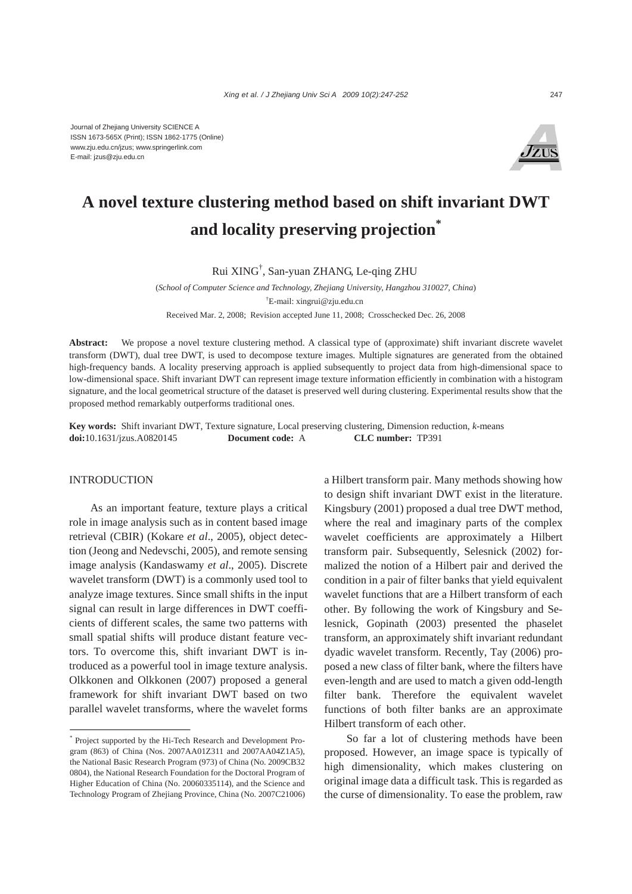Journal of Zhejiang University SCIENCE A
ISSN 1673-565X (Print); ISSN 1862-1775 (Online)
www.zju.edu.cn/jzus; www.springerlink.com
E-mail: jzus@zju.edu.cn

# A novel texture clustering method based on shift invariant DWT and locality preserving projection*

Rui XING†, San-yuan ZHANG, Le-qing ZHU

(*School of Computer Science and Technology, Zhejiang University, Hangzhou 310027, China*)

†E-mail: xingrui@zju.edu.cn

Received Mar. 2, 2008; Revision accepted June 11, 2008; Crosschecked Dec. 26, 2008

**Abstract:** We propose a novel texture clustering method. A classical type of (approximate) shift invariant discrete wavelet transform (DWT), dual tree DWT, is used to decompose texture images. Multiple signatures are generated from the obtained high-frequency bands. A locality preserving approach is applied subsequently to project data from high-dimensional space to low-dimensional space. Shift invariant DWT can represent image texture information efficiently in combination with a histogram signature, and the local geometrical structure of the dataset is preserved well during clustering. Experimental results show that the proposed method remarkably outperforms traditional ones.

**Key words:** Shift invariant DWT, Texture signature, Local preserving clustering, Dimension reduction, *k*-means
**doi:**10.1631/jzus.A0820145 **Document code:** A **CLC number:** TP391

## INTRODUCTION

As an important feature, texture plays a critical role in image analysis such as in content based image retrieval (CBIR) (Kokare *et al*., 2005), object detection (Jeong and Nedevschi, 2005), and remote sensing image analysis (Kandaswamy *et al*., 2005). Discrete wavelet transform (DWT) is a commonly used tool to analyze image textures. Since small shifts in the input signal can result in large differences in DWT coefficients of different scales, the same two patterns with small spatial shifts will produce distant feature vectors. To overcome this, shift invariant DWT is introduced as a powerful tool in image texture analysis. Olkkonen and Olkkonen (2007) proposed a general framework for shift invariant DWT based on two parallel wavelet transforms, where the wavelet forms a Hilbert transform pair. Many methods showing how to design shift invariant DWT exist in the literature. Kingsbury (2001) proposed a dual tree DWT method, where the real and imaginary parts of the complex wavelet coefficients are approximately a Hilbert transform pair. Subsequently, Selesnick (2002) formalized the notion of a Hilbert pair and derived the condition in a pair of filter banks that yield equivalent wavelet functions that are a Hilbert transform of each other. By following the work of Kingsbury and Selesnick, Gopinath (2003) presented the phaselet transform, an approximately shift invariant redundant dyadic wavelet transform. Recently, Tay (2006) proposed a new class of filter bank, where the filters have even-length and are used to match a given odd-length filter bank. Therefore the equivalent wavelet functions of both filter banks are an approximate Hilbert transform of each other.

So far a lot of clustering methods have been proposed. However, an image space is typically of high dimensionality, which makes clustering on original image data a difficult task. This is regarded as the curse of dimensionality. To ease the problem, raw

---

* Project supported by the Hi-Tech Research and Development Program (863) of China (Nos. 2007AA01Z311 and 2007AA04Z1A5), the National Basic Research Program (973) of China (No. 2009CB320804), the National Research Foundation for the Doctoral Program of Higher Education of China (No. 20060335114), and the Science and Technology Program of Zhejiang Province, China (No. 2007C21006)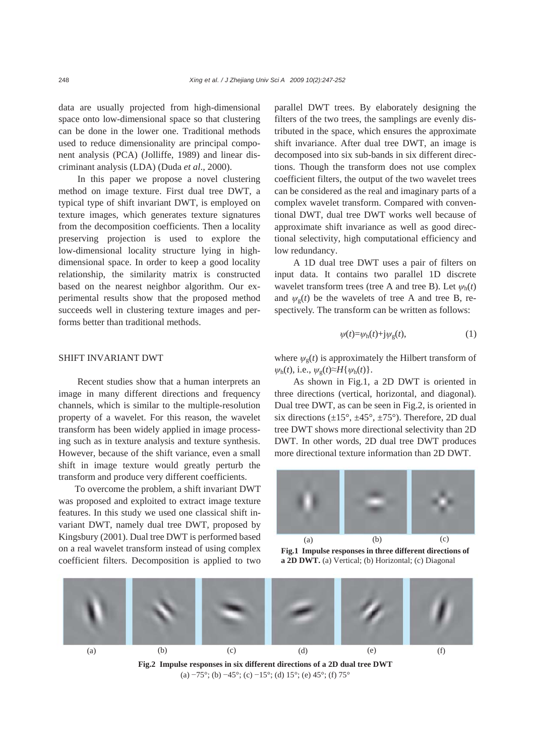data are usually projected from high-dimensional space onto low-dimensional space so that clustering can be done in the lower one. Traditional methods used to reduce dimensionality are principal component analysis (PCA) (Jolliffe, 1989) and linear discriminant analysis (LDA) (Duda *et al*., 2000).

In this paper we propose a novel clustering method on image texture. First dual tree DWT, a typical type of shift invariant DWT, is employed on texture images, which generates texture signatures from the decomposition coefficients. Then a locality preserving projection is used to explore the low-dimensional locality structure lying in high-dimensional space. In order to keep a good locality relationship, the similarity matrix is constructed based on the nearest neighbor algorithm. Our experimental results show that the proposed method succeeds well in clustering texture images and performs better than traditional methods.

## SHIFT INVARIANT DWT

Recent studies show that a human interprets an image in many different directions and frequency channels, which is similar to the multiple-resolution property of a wavelet. For this reason, the wavelet transform has been widely applied in image processing such as in texture analysis and texture synthesis. However, because of the shift variance, even a small shift in image texture would greatly perturb the transform and produce very different coefficients.

To overcome the problem, a shift invariant DWT was proposed and exploited to extract image texture features. In this study we used one classical shift invariant DWT, namely dual tree DWT, proposed by Kingsbury (2001). Dual tree DWT is performed based on a real wavelet transform instead of using complex coefficient filters. Decomposition is applied to two parallel DWT trees. By elaborately designing the filters of the two trees, the samplings are evenly distributed in the space, which ensures the approximate shift invariance. After dual tree DWT, an image is decomposed into six sub-bands in six different directions. Though the transform does not use complex coefficient filters, the output of the two wavelet trees can be considered as the real and imaginary parts of a complex wavelet transform. Compared with conventional DWT, dual tree DWT works well because of approximate shift invariance as well as good directional selectivity, high computational efficiency and low redundancy.

A 1D dual tree DWT uses a pair of filters on input data. It contains two parallel 1D discrete wavelet transform trees (tree A and tree B). Let $\psi_h(t)$ and $\psi_g(t)$ be the wavelets of tree A and tree B, respectively. The transform can be written as follows:

$$\psi(t)=\psi_h(t)+j\psi_g(t), \tag{1}$$

where $\psi_g(t)$ is approximately the Hilbert transform of $\psi_h(t)$, i.e., $\psi_g(t)\approx H\{\psi_h(t)\}$.

As shown in Fig.1, a 2D DWT is oriented in three directions (vertical, horizontal, and diagonal). Dual tree DWT, as can be seen in Fig.2, is oriented in six directions (±15°, ±45°, ±75°). Therefore, 2D dual tree DWT shows more directional selectivity than 2D DWT. In other words, 2D dual tree DWT produces more directional texture information than 2D DWT.

(a) (b) (c)

**Fig.1 Impulse responses in three different directions of a 2D DWT.** (a) Vertical; (b) Horizontal; (c) Diagonal

(a) (b) (c) (d) (e) (f)

**Fig.2 Impulse responses in six different directions of a 2D dual tree DWT**
(a) −75°; (b) −45°; (c) −15°; (d) 15°; (e) 45°; (f) 75°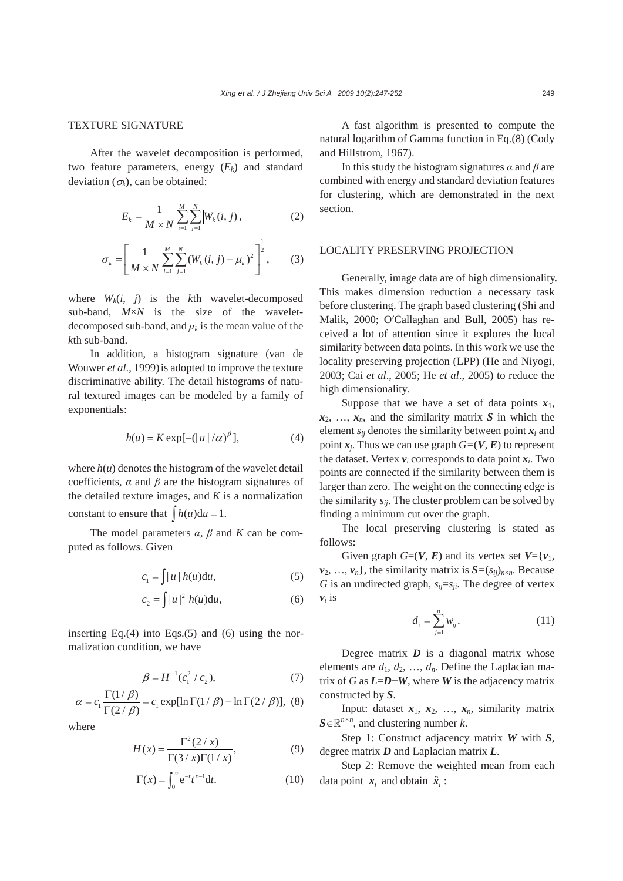## TEXTURE SIGNATURE

After the wavelet decomposition is performed, two feature parameters, energy ($E_k$) and standard deviation ($\sigma_k$), can be obtained:

$$E_k = \frac{1}{M \times N} \sum_{i=1}^{M} \sum_{j=1}^{N} |W_k(i, j)|, \tag{2}$$

$$\sigma_k = \left[ \frac{1}{M \times N} \sum_{i=1}^{M} \sum_{j=1}^{N} (W_k(i, j) - \mu_k)^2 \right]^{\frac{1}{2}}, \tag{3}$$

where $W_k(i, j)$ is the $k$th wavelet-decomposed sub-band, $M \times N$ is the size of the wavelet-decomposed sub-band, and $\mu_k$ is the mean value of the $k$th sub-band.

In addition, a histogram signature (van de Wouwer *et al*., 1999) is adopted to improve the texture discriminative ability. The detail histograms of natural textured images can be modeled by a family of exponentials:

$$h(u) = K \exp[-(|u|/\alpha)^{\beta}], \tag{4}$$

where $h(u)$ denotes the histogram of the wavelet detail coefficients, $\alpha$ and $\beta$ are the histogram signatures of the detailed texture images, and $K$ is a normalization constant to ensure that $\int h(u) \mathrm{d}u = 1$.

The model parameters $\alpha$, $\beta$ and $K$ can be computed as follows. Given

$$c_1 = \int |u| h(u) \mathrm{d}u, \tag{5}$$

$$c_2 = \int |u|^2 h(u) \mathrm{d}u, \tag{6}$$

inserting Eq.(4) into Eqs.(5) and (6) using the normalization condition, we have

$$\beta = H^{-1}(c_1^2 / c_2), \tag{7}$$

$$\alpha = c_1 \frac{\Gamma(1/\beta)}{\Gamma(2/\beta)} = c_1 \exp[\ln \Gamma(1/\beta) - \ln \Gamma(2/\beta)], \tag{8}$$

where

$$H(x) = \frac{\Gamma^2(2/x)}{\Gamma(3/x)\Gamma(1/x)}, \tag{9}$$

$$\Gamma(x) = \int_0^{\infty} \mathrm{e}^{-t} t^{x-1} \mathrm{d}t. \tag{10}$$

A fast algorithm is presented to compute the natural logarithm of Gamma function in Eq.(8) (Cody and Hillstrom, 1967).

In this study the histogram signatures $\alpha$ and $\beta$ are combined with energy and standard deviation features for clustering, which are demonstrated in the next section.

## LOCALITY PRESERVING PROJECTION

Generally, image data are of high dimensionality. This makes dimension reduction a necessary task before clustering. The graph based clustering (Shi and Malik, 2000; O′Callaghan and Bull, 2005) has received a lot of attention since it explores the local similarity between data points. In this work we use the locality preserving projection (LPP) (He and Niyogi, 2003; Cai *et al*., 2005; He *et al*., 2005) to reduce the high dimensionality.

Suppose that we have a set of data points $\boldsymbol{x}_1$, $\boldsymbol{x}_2$, …, $\boldsymbol{x}_n$, and the similarity matrix $\boldsymbol{S}$ in which the element $s_{ij}$ denotes the similarity between point $\boldsymbol{x}_i$ and point $\boldsymbol{x}_j$. Thus we can use graph $G=(\boldsymbol{V}, \boldsymbol{E})$ to represent the dataset. Vertex $\boldsymbol{v}_i$ corresponds to data point $\boldsymbol{x}_i$. Two points are connected if the similarity between them is larger than zero. The weight on the connecting edge is the similarity $s_{ij}$. The cluster problem can be solved by finding a minimum cut over the graph.

The local preserving clustering is stated as follows:

Given graph $G=(\boldsymbol{V}, \boldsymbol{E})$ and its vertex set $\boldsymbol{V}=\{\boldsymbol{v}_1, \boldsymbol{v}_2, \ldots, \boldsymbol{v}_n\}$, the similarity matrix is $\boldsymbol{S}=(s_{ij})_{n \times n}$. Because $G$ is an undirected graph, $s_{ij}=s_{ji}$. The degree of vertex $\boldsymbol{v}_i$ is

$$d_i = \sum_{j=1}^{n} w_{ij}. \tag{11}$$

Degree matrix $\boldsymbol{D}$ is a diagonal matrix whose elements are $d_1$, $d_2$, …, $d_n$. Define the Laplacian matrix of $G$ as $\boldsymbol{L}=\boldsymbol{D}-\boldsymbol{W}$, where $\boldsymbol{W}$ is the adjacency matrix constructed by $\boldsymbol{S}$.

Input: dataset $\boldsymbol{x}_1$, $\boldsymbol{x}_2$, …, $\boldsymbol{x}_n$, similarity matrix $\boldsymbol{S} \in \mathbb{R}^{n \times n}$, and clustering number $k$.

Step 1: Construct adjacency matrix $\boldsymbol{W}$ with $\boldsymbol{S}$, degree matrix $\boldsymbol{D}$ and Laplacian matrix $\boldsymbol{L}$.

Step 2: Remove the weighted mean from each data point $\boldsymbol{x}_i$ and obtain $\hat{\boldsymbol{x}}_i$ :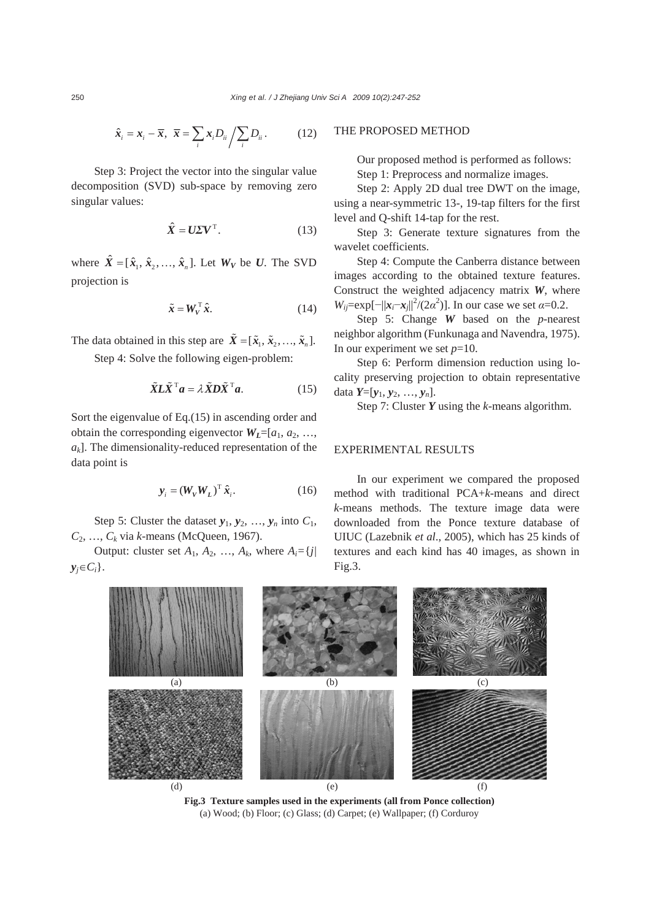$$\hat{\boldsymbol{x}}_i = \boldsymbol{x}_i - \overline{\boldsymbol{x}},\ \ \overline{\boldsymbol{x}} = \sum_i \boldsymbol{x}_i D_{ii} \Big/ \sum_i D_{ii}. \tag{12}$$

Step 3: Project the vector into the singular value decomposition (SVD) sub-space by removing zero singular values:

$$\hat{\boldsymbol{X}} = \boldsymbol{U\Sigma V}^{\mathrm{T}}. \tag{13}$$

where $\hat{\boldsymbol{X}} = [\hat{\boldsymbol{x}}_1, \hat{\boldsymbol{x}}_2, \ldots, \hat{\boldsymbol{x}}_n]$. Let $\boldsymbol{W}_V$ be $\boldsymbol{U}$. The SVD projection is

$$\tilde{\boldsymbol{x}} = \boldsymbol{W}_V^{\mathrm{T}} \hat{\boldsymbol{x}}. \tag{14}$$

The data obtained in this step are $\tilde{\boldsymbol{X}} = [\tilde{\boldsymbol{x}}_1, \tilde{\boldsymbol{x}}_2, \ldots, \tilde{\boldsymbol{x}}_n]$.

Step 4: Solve the following eigen-problem:

$$\tilde{\boldsymbol{X}}\boldsymbol{L}\tilde{\boldsymbol{X}}^{\mathrm{T}}\boldsymbol{a} = \lambda \tilde{\boldsymbol{X}}\boldsymbol{D}\tilde{\boldsymbol{X}}^{\mathrm{T}}\boldsymbol{a}. \tag{15}$$

Sort the eigenvalue of Eq.(15) in ascending order and obtain the corresponding eigenvector $\boldsymbol{W}_L=[a_1, a_2, \ldots, a_k]$. The dimensionality-reduced representation of the data point is

$$\boldsymbol{y}_i = (\boldsymbol{W}_V \boldsymbol{W}_L)^{\mathrm{T}} \hat{\boldsymbol{x}}_i. \tag{16}$$

Step 5: Cluster the dataset $\boldsymbol{y}_1, \boldsymbol{y}_2, \ldots, \boldsymbol{y}_n$ into $C_1, C_2, \ldots, C_k$ via *k*-means (McQueen, 1967).

Output: cluster set $A_1, A_2, \ldots, A_k$, where $A_i=\{j|\ \boldsymbol{y}_j \in C_i\}$.

## THE PROPOSED METHOD

Our proposed method is performed as follows:

Step 1: Preprocess and normalize images.

Step 2: Apply 2D dual tree DWT on the image, using a near-symmetric 13-, 19-tap filters for the first level and Q-shift 14-tap for the rest.

Step 3: Generate texture signatures from the wavelet coefficients.

Step 4: Compute the Canberra distance between images according to the obtained texture features. Construct the weighted adjacency matrix $\boldsymbol{W}$, where $W_{ij}=\exp[-\|\boldsymbol{x}_i-\boldsymbol{x}_j\|^2/(2\alpha^2)]$. In our case we set $\alpha=0.2$.

Step 5: Change $\boldsymbol{W}$ based on the *p*-nearest neighbor algorithm (Funkunaga and Navendra, 1975). In our experiment we set $p=10$.

Step 6: Perform dimension reduction using locality preserving projection to obtain representative data $\boldsymbol{Y}=[\boldsymbol{y}_1, \boldsymbol{y}_2, \ldots, \boldsymbol{y}_n]$.

Step 7: Cluster $\boldsymbol{Y}$ using the *k*-means algorithm.

## EXPERIMENTAL RESULTS

In our experiment we compared the proposed method with traditional PCA+*k*-means and direct *k*-means methods. The texture image data were downloaded from the Ponce texture database of UIUC (Lazebnik *et al*., 2005), which has 25 kinds of textures and each kind has 40 images, as shown in Fig.3.

**Fig.3 Texture samples used in the experiments (all from Ponce collection)**
(a) Wood; (b) Floor; (c) Glass; (d) Carpet; (e) Wallpaper; (f) Corduroy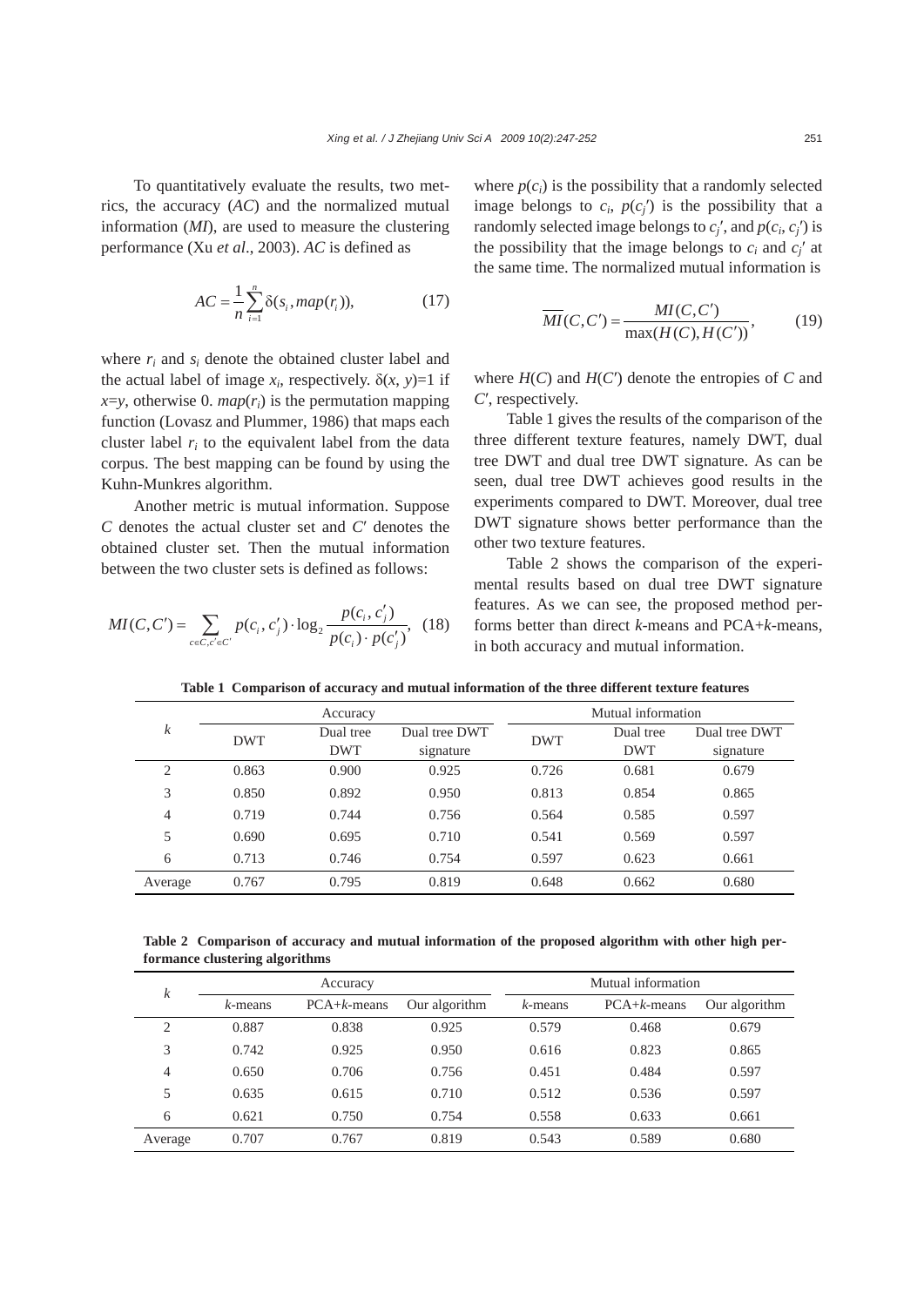To quantitatively evaluate the results, two metrics, the accuracy ($AC$) and the normalized mutual information ($MI$), are used to measure the clustering performance (Xu *et al*., 2003). $AC$ is defined as

$$AC = \frac{1}{n}\sum_{i=1}^{n} \delta(s_i, map(r_i)), \quad (17)$$

where $r_i$ and $s_i$ denote the obtained cluster label and the actual label of image $x_i$, respectively. $\delta(x, y)=1$ if $x=y$, otherwise 0. $map(r_i)$ is the permutation mapping function (Lovasz and Plummer, 1986) that maps each cluster label $r_i$ to the equivalent label from the data corpus. The best mapping can be found by using the Kuhn-Munkres algorithm.

Another metric is mutual information. Suppose $C$ denotes the actual cluster set and $C'$ denotes the obtained cluster set. Then the mutual information between the two cluster sets is defined as follows:

$$MI(C, C') = \sum_{c \in C, c' \in C'} p(c_i, c_j') \cdot \log_2 \frac{p(c_i, c_j')}{p(c_i) \cdot p(c_j')}, \quad (18)$$

where $p(c_i)$ is the possibility that a randomly selected image belongs to $c_i$, $p(c_j')$ is the possibility that a randomly selected image belongs to $c_j'$, and $p(c_i, c_j')$ is the possibility that the image belongs to $c_i$ and $c_j'$ at the same time. The normalized mutual information is

$$\overline{MI}(C, C') = \frac{MI(C, C')}{\max(H(C), H(C'))}, \quad (19)$$

where $H(C)$ and $H(C')$ denote the entropies of $C$ and $C'$, respectively.

Table 1 gives the results of the comparison of the three different texture features, namely DWT, dual tree DWT and dual tree DWT signature. As can be seen, dual tree DWT achieves good results in the experiments compared to DWT. Moreover, dual tree DWT signature shows better performance than the other two texture features.

Table 2 shows the comparison of the experimental results based on dual tree DWT signature features. As we can see, the proposed method performs better than direct *k*-means and PCA+*k*-means, in both accuracy and mutual information.

**Table 1 Comparison of accuracy and mutual information of the three different texture features**

| $k$ | Accuracy | | | Mutual information | | |
|---|---|---|---|---|---|---|
| | DWT | Dual tree DWT | Dual tree DWT signature | DWT | Dual tree DWT | Dual tree DWT signature |
| 2 | 0.863 | 0.900 | 0.925 | 0.726 | 0.681 | 0.679 |
| 3 | 0.850 | 0.892 | 0.950 | 0.813 | 0.854 | 0.865 |
| 4 | 0.719 | 0.744 | 0.756 | 0.564 | 0.585 | 0.597 |
| 5 | 0.690 | 0.695 | 0.710 | 0.541 | 0.569 | 0.597 |
| 6 | 0.713 | 0.746 | 0.754 | 0.597 | 0.623 | 0.661 |
| Average | 0.767 | 0.795 | 0.819 | 0.648 | 0.662 | 0.680 |

**Table 2 Comparison of accuracy and mutual information of the proposed algorithm with other high performance clustering algorithms**

| $k$ | Accuracy | | | Mutual information | | |
|---|---|---|---|---|---|---|
| | *k*-means | PCA+*k*-means | Our algorithm | *k*-means | PCA+*k*-means | Our algorithm |
| 2 | 0.887 | 0.838 | 0.925 | 0.579 | 0.468 | 0.679 |
| 3 | 0.742 | 0.925 | 0.950 | 0.616 | 0.823 | 0.865 |
| 4 | 0.650 | 0.706 | 0.756 | 0.451 | 0.484 | 0.597 |
| 5 | 0.635 | 0.615 | 0.710 | 0.512 | 0.536 | 0.597 |
| 6 | 0.621 | 0.750 | 0.754 | 0.558 | 0.633 | 0.661 |
| Average | 0.707 | 0.767 | 0.819 | 0.543 | 0.589 | 0.680 |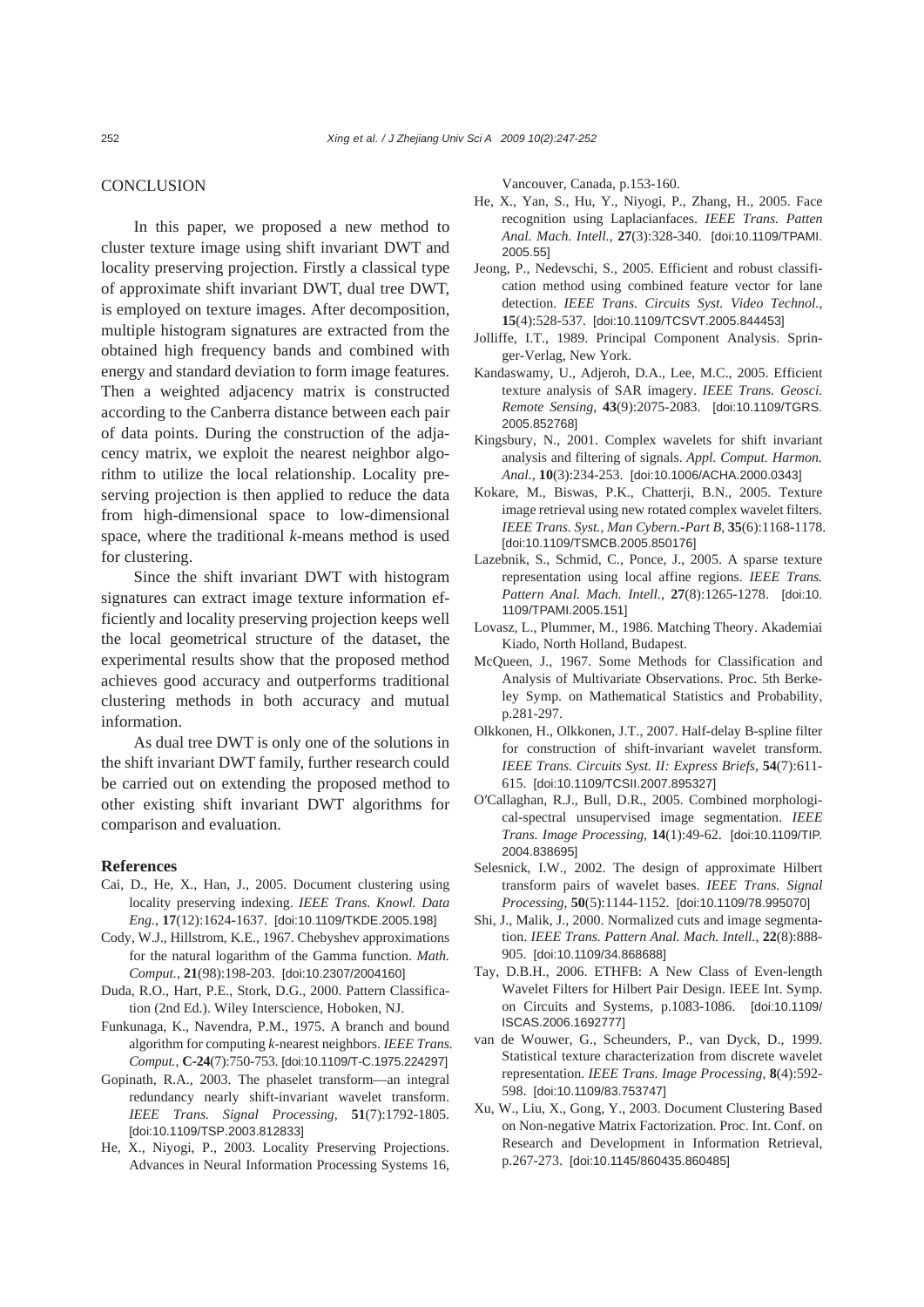## CONCLUSION

In this paper, we proposed a new method to cluster texture image using shift invariant DWT and locality preserving projection. Firstly a classical type of approximate shift invariant DWT, dual tree DWT, is employed on texture images. After decomposition, multiple histogram signatures are extracted from the obtained high frequency bands and combined with energy and standard deviation to form image features. Then a weighted adjacency matrix is constructed according to the Canberra distance between each pair of data points. During the construction of the adjacency matrix, we exploit the nearest neighbor algorithm to utilize the local relationship. Locality preserving projection is then applied to reduce the data from high-dimensional space to low-dimensional space, where the traditional *k*-means method is used for clustering.

Since the shift invariant DWT with histogram signatures can extract image texture information efficiently and locality preserving projection keeps well the local geometrical structure of the dataset, the experimental results show that the proposed method achieves good accuracy and outperforms traditional clustering methods in both accuracy and mutual information.

As dual tree DWT is only one of the solutions in the shift invariant DWT family, further research could be carried out on extending the proposed method to other existing shift invariant DWT algorithms for comparison and evaluation.

### References

Cai, D., He, X., Han, J., 2005. Document clustering using locality preserving indexing. *IEEE Trans. Knowl. Data Eng.*, **17**(12):1624-1637. [doi:10.1109/TKDE.2005.198]

Cody, W.J., Hillstrom, K.E., 1967. Chebyshev approximations for the natural logarithm of the Gamma function. *Math. Comput.*, **21**(98):198-203. [doi:10.2307/2004160]

Duda, R.O., Hart, P.E., Stork, D.G., 2000. Pattern Classification (2nd Ed.). Wiley Interscience, Hoboken, NJ.

Funkunaga, K., Navendra, P.M., 1975. A branch and bound algorithm for computing *k*-nearest neighbors. *IEEE Trans. Comput.*, **C-24**(7):750-753. [doi:10.1109/T-C.1975.224297]

Gopinath, R.A., 2003. The phaselet transform—an integral redundancy nearly shift-invariant wavelet transform. *IEEE Trans. Signal Processing*, **51**(7):1792-1805. [doi:10.1109/TSP.2003.812833]

He, X., Niyogi, P., 2003. Locality Preserving Projections. Advances in Neural Information Processing Systems 16, Vancouver, Canada, p.153-160.

He, X., Yan, S., Hu, Y., Niyogi, P., Zhang, H., 2005. Face recognition using Laplacianfaces. *IEEE Trans. Patten Anal. Mach. Intell.*, **27**(3):328-340. [doi:10.1109/TPAMI.2005.55]

Jeong, P., Nedevschi, S., 2005. Efficient and robust classification method using combined feature vector for lane detection. *IEEE Trans. Circuits Syst. Video Technol.*, **15**(4):528-537. [doi:10.1109/TCSVT.2005.844453]

Jolliffe, I.T., 1989. Principal Component Analysis. Springer-Verlag, New York.

Kandaswamy, U., Adjeroh, D.A., Lee, M.C., 2005. Efficient texture analysis of SAR imagery. *IEEE Trans. Geosci. Remote Sensing*, **43**(9):2075-2083. [doi:10.1109/TGRS.2005.852768]

Kingsbury, N., 2001. Complex wavelets for shift invariant analysis and filtering of signals. *Appl. Comput. Harmon. Anal.*, **10**(3):234-253. [doi:10.1006/ACHA.2000.0343]

Kokare, M., Biswas, P.K., Chatterji, B.N., 2005. Texture image retrieval using new rotated complex wavelet filters. *IEEE Trans. Syst., Man Cybern.-Part B*, **35**(6):1168-1178. [doi:10.1109/TSMCB.2005.850176]

Lazebnik, S., Schmid, C., Ponce, J., 2005. A sparse texture representation using local affine regions. *IEEE Trans. Pattern Anal. Mach. Intell.*, **27**(8):1265-1278. [doi:10.1109/TPAMI.2005.151]

Lovasz, L., Plummer, M., 1986. Matching Theory. Akademiai Kiado, North Holland, Budapest.

McQueen, J., 1967. Some Methods for Classification and Analysis of Multivariate Observations. Proc. 5th Berkeley Symp. on Mathematical Statistics and Probability, p.281-297.

Olkkonen, H., Olkkonen, J.T., 2007. Half-delay B-spline filter for construction of shift-invariant wavelet transform. *IEEE Trans. Circuits Syst. II: Express Briefs*, **54**(7):611-615. [doi:10.1109/TCSII.2007.895327]

O′Callaghan, R.J., Bull, D.R., 2005. Combined morphological-spectral unsupervised image segmentation. *IEEE Trans. Image Processing*, **14**(1):49-62. [doi:10.1109/TIP.2004.838695]

Selesnick, I.W., 2002. The design of approximate Hilbert transform pairs of wavelet bases. *IEEE Trans. Signal Processing*, **50**(5):1144-1152. [doi:10.1109/78.995070]

Shi, J., Malik, J., 2000. Normalized cuts and image segmentation. *IEEE Trans. Pattern Anal. Mach. Intell.*, **22**(8):888-905. [doi:10.1109/34.868688]

Tay, D.B.H., 2006. ETHFB: A New Class of Even-length Wavelet Filters for Hilbert Pair Design. IEEE Int. Symp. on Circuits and Systems, p.1083-1086. [doi:10.1109/ISCAS.2006.1692777]

van de Wouwer, G., Scheunders, P., van Dyck, D., 1999. Statistical texture characterization from discrete wavelet representation. *IEEE Trans. Image Processing*, **8**(4):592-598. [doi:10.1109/83.753747]

Xu, W., Liu, X., Gong, Y., 2003. Document Clustering Based on Non-negative Matrix Factorization. Proc. Int. Conf. on Research and Development in Information Retrieval, p.267-273. [doi:10.1145/860435.860485]